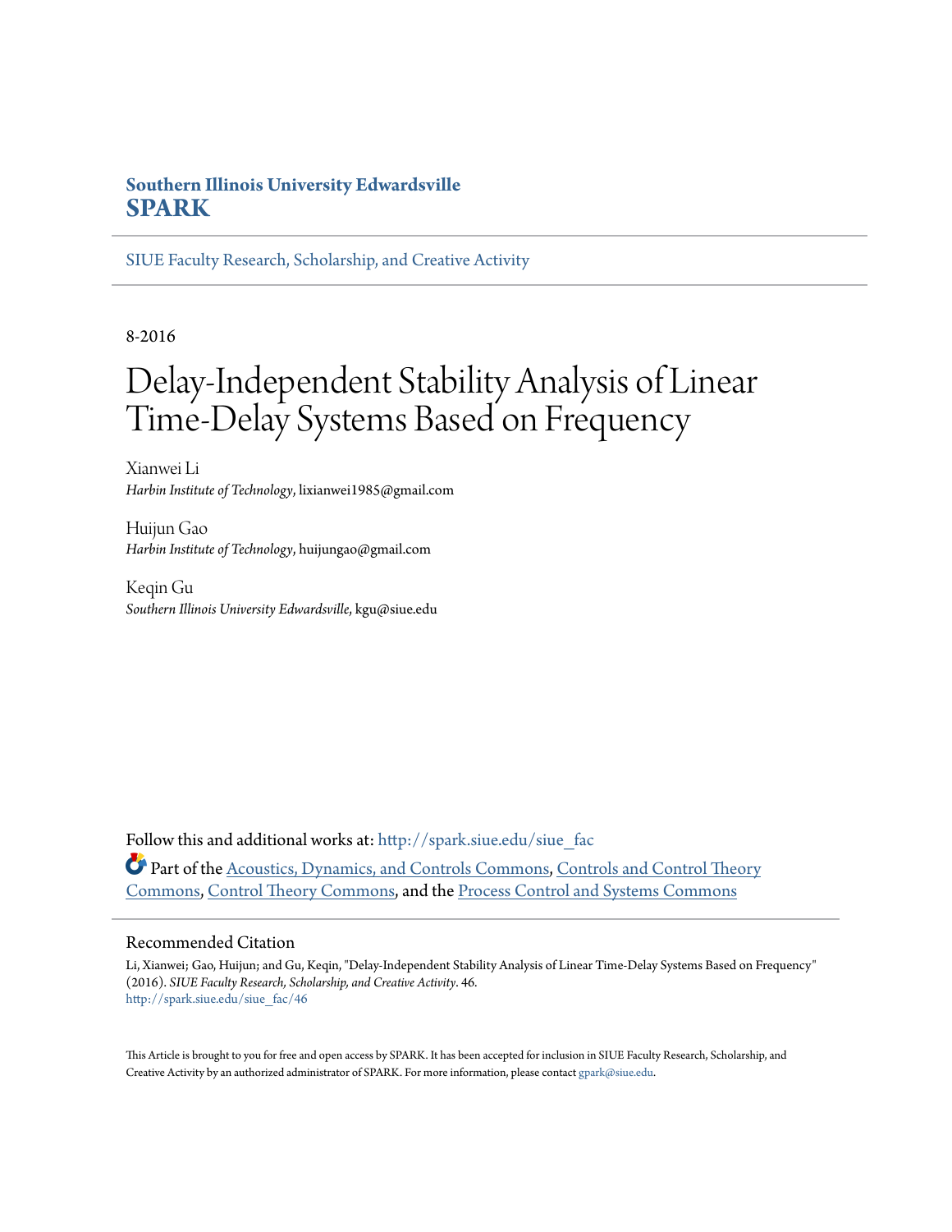**Southern Illinois University Edwardsville**
**SPARK**

SIUE Faculty Research, Scholarship, and Creative Activity

8-2016

# Delay-Independent Stability Analysis of Linear Time-Delay Systems Based on Frequency

Xianwei Li
*Harbin Institute of Technology*, lixianwei1985@gmail.com

Huijun Gao
*Harbin Institute of Technology*, huijungao@gmail.com

Keqin Gu
*Southern Illinois University Edwardsville*, kgu@siue.edu

Follow this and additional works at: http://spark.siue.edu/siue_fac

Part of the Acoustics, Dynamics, and Controls Commons, Controls and Control Theory Commons, Control Theory Commons, and the Process Control and Systems Commons

## Recommended Citation

Li, Xianwei; Gao, Huijun; and Gu, Keqin, "Delay-Independent Stability Analysis of Linear Time-Delay Systems Based on Frequency" (2016). *SIUE Faculty Research, Scholarship, and Creative Activity*. 46.
http://spark.siue.edu/siue_fac/46

This Article is brought to you for free and open access by SPARK. It has been accepted for inclusion in SIUE Faculty Research, Scholarship, and Creative Activity by an authorized administrator of SPARK. For more information, please contact gpark@siue.edu.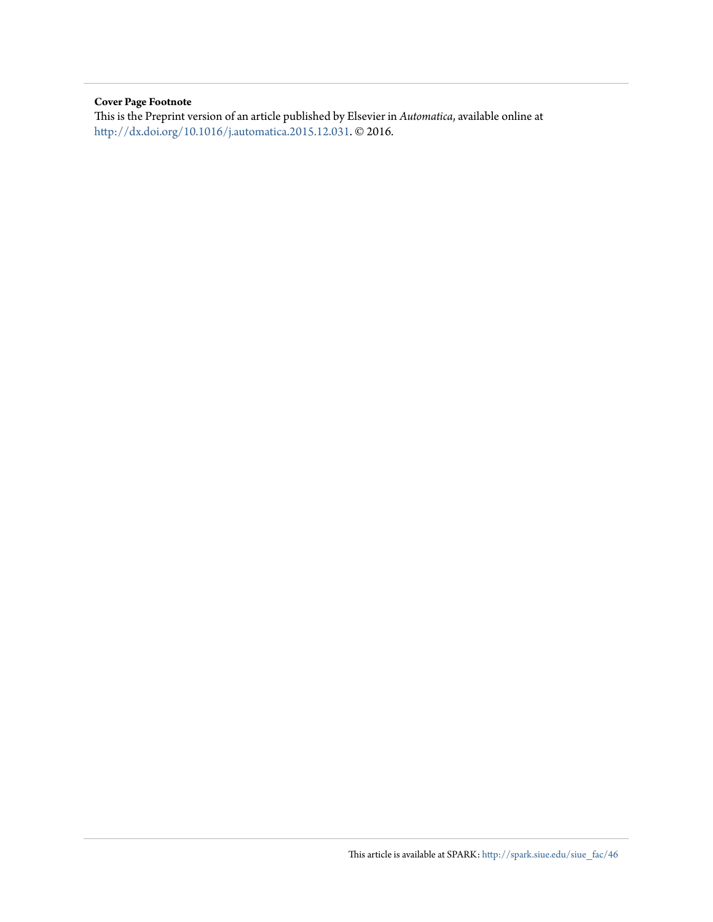**Cover Page Footnote**

This is the Preprint version of an article published by Elsevier in *Automatica*, available online at http://dx.doi.org/10.1016/j.automatica.2015.12.031. © 2016.

This article is available at SPARK: http://spark.siue.edu/siue_fac/46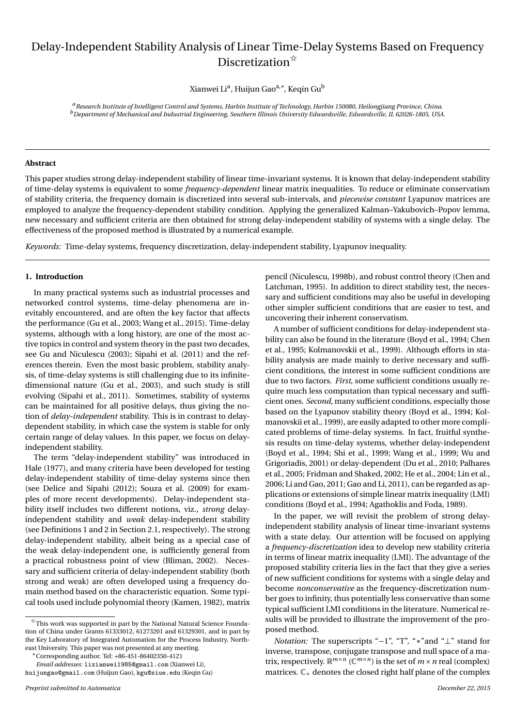# Delay-Independent Stability Analysis of Linear Time-Delay Systems Based on Frequency Discretization[☆]

Xianwei Li[a], Huijun Gao[a,*], Keqin Gu[b]

[a] *Research Institute of Intelligent Control and Systems, Harbin Institute of Technology, Harbin 150080, Heilongjiang Province, China.*
[b] *Department of Mechanical and Industrial Engineering, Southern Illinois University Edwardsville, Edwardsville, IL 62026-1805, USA.*

---

**Abstract**

This paper studies strong delay-independent stability of linear time-invariant systems. It is known that delay-independent stability of time-delay systems is equivalent to some *frequency-dependent* linear matrix inequalities. To reduce or eliminate conservatism of stability criteria, the frequency domain is discretized into several sub-intervals, and *piecewise constant* Lyapunov matrices are employed to analyze the frequency-dependent stability condition. Applying the generalized Kalman–Yakubovich–Popov lemma, new necessary and sufficient criteria are then obtained for strong delay-independent stability of systems with a single delay. The effectiveness of the proposed method is illustrated by a numerical example.

*Keywords:* Time-delay systems, frequency discretization, delay-independent stability, Lyapunov inequality.

---

## 1. Introduction

In many practical systems such as industrial processes and networked control systems, time-delay phenomena are inevitably encountered, and are often the key factor that affects the performance (Gu et al., 2003; Wang et al., 2015). Time-delay systems, although with a long history, are one of the most active topics in control and system theory in the past two decades, see Gu and Niculescu (2003); Sipahi et al. (2011) and the references therein. Even the most basic problem, stability analysis, of time-delay systems is still challenging due to its infinite-dimensional nature (Gu et al., 2003), and such study is still evolving (Sipahi et al., 2011). Sometimes, stability of systems can be maintained for all positive delays, thus giving the notion of *delay-independent* stability. This is in contrast to delay-dependent stability, in which case the system is stable for only certain range of delay values. In this paper, we focus on delay-independent stability.

The term "delay-independent stability" was introduced in Hale (1977), and many criteria have been developed for testing delay-independent stability of time-delay systems since then (see Delice and Sipahi (2012); Souza et al. (2009) for examples of more recent developments). Delay-independent stability itself includes two different notions, viz., *strong* delay-independent stability and *weak* delay-independent stability (see Definitions 1 and 2 in Section 2.1, respectively). The strong delay-independent stability, albeit being as a special case of the weak delay-independent one, is sufficiently general from a practical robustness point of view (Bliman, 2002). Necessary and sufficient criteria of delay-independent stability (both strong and weak) are often developed using a frequency domain method based on the characteristic equation. Some typical tools used include polynomial theory (Kamen, 1982), matrix pencil (Niculescu, 1998b), and robust control theory (Chen and Latchman, 1995). In addition to direct stability test, the necessary and sufficient conditions may also be useful in developing other simpler sufficient conditions that are easier to test, and uncovering their inherent conservatism.

A number of sufficient conditions for delay-independent stability can also be found in the literature (Boyd et al., 1994; Chen et al., 1995; Kolmanovskii et al., 1999). Although efforts in stability analysis are made mainly to derive necessary and sufficient conditions, the interest in some sufficient conditions are due to two factors. *First*, some sufficient conditions usually require much less computation than typical necessary and sufficient ones. *Second*, many sufficient conditions, especially those based on the Lyapunov stability theory (Boyd et al., 1994; Kolmanovskii et al., 1999), are easily adapted to other more complicated problems of time-delay systems. In fact, fruitful synthesis results on time-delay systems, whether delay-independent (Boyd et al., 1994; Shi et al., 1999; Wang et al., 1999; Wu and Grigoriadis, 2001) or delay-dependent (Du et al., 2010; Palhares et al., 2005; Fridman and Shaked, 2002; He et al., 2004; Lin et al., 2006; Li and Gao, 2011; Gao and Li, 2011), can be regarded as applications or extensions of simple linear matrix inequality (LMI) conditions (Boyd et al., 1994; Agathoklis and Foda, 1989).

In the paper, we will revisit the problem of strong delay-independent stability analysis of linear time-invariant systems with a state delay. Our attention will be focused on applying a *frequency-discretization* idea to develop new stability criteria in terms of linear matrix inequality (LMI). The advantage of the proposed stability criteria lies in the fact that they give a series of new sufficient conditions for systems with a single delay and become *nonconservative* as the frequency-discretization number goes to infinity, thus potentially less conservative than some typical sufficient LMI conditions in the literature. Numerical results will be provided to illustrate the improvement of the proposed method.

*Notation:* The superscripts "$-1$", "T", "$*$" and "$\perp$" stand for inverse, transpose, conjugate transpose and null space of a matrix, respectively. $\mathbb{R}^{m\times n}$ ($\mathbb{C}^{m\times n}$) is the set of $m \times n$ real (complex) matrices. $\mathbb{C}_+$ denotes the closed right half plane of the complex

---

[☆] This work was supported in part by the National Natural Science Foundation of China under Grants 61333012, 61273201 and 61329301, and in part by the Key Laboratory of Integrated Automation for the Process Industry, Northeast University. This paper was not presented at any meeting.

[*] Corresponding author. Tel: +86-451-86402350-4121

*Email addresses:* lixianwei1985@gmail.com (Xianwei Li), huijungao@gmail.com (Huijun Gao), kgu@siue.edu (Keqin Gu)

*Preprint submitted to Automatica* — *December 22, 2015*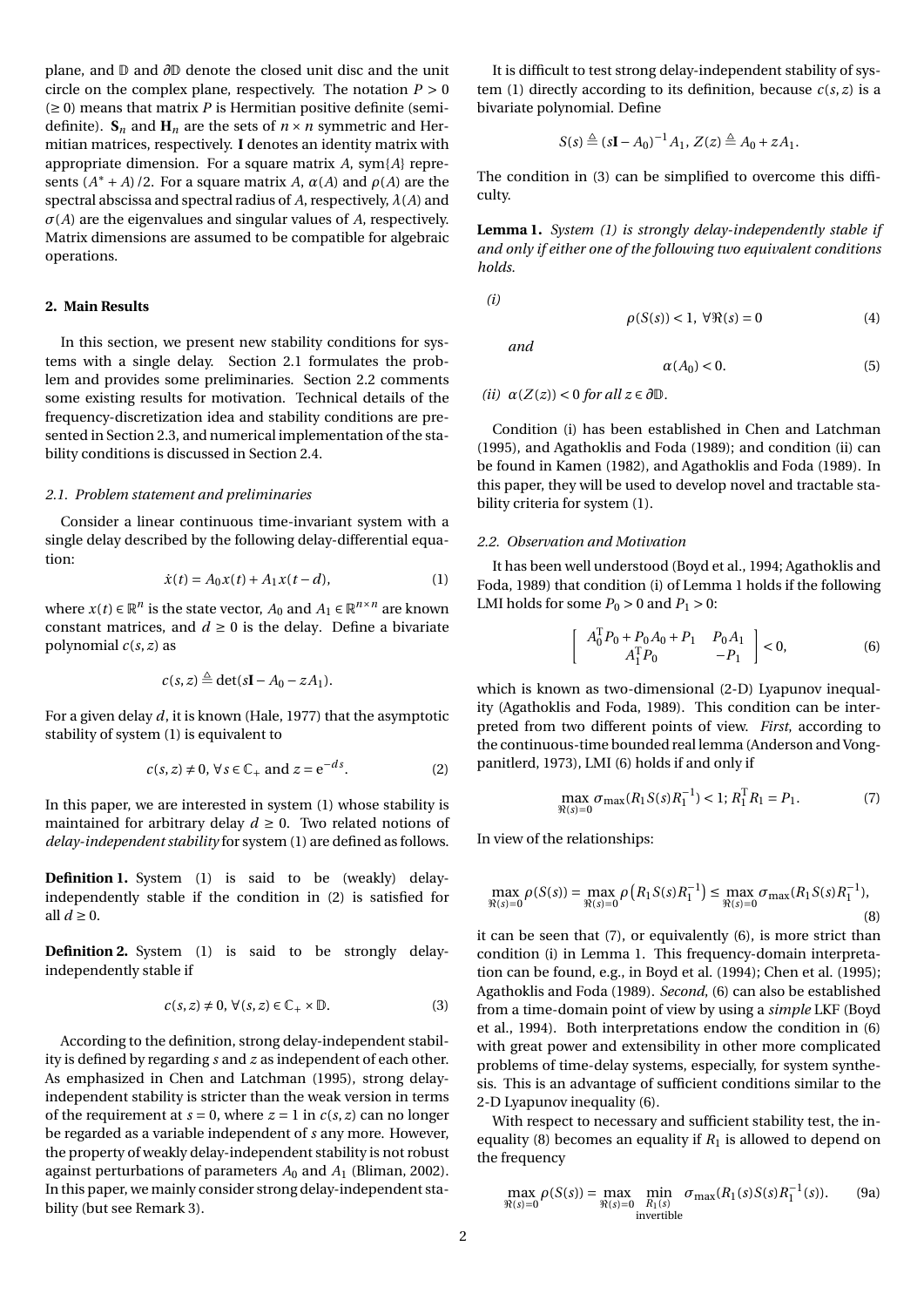plane, and $\mathbb{D}$ and $\partial\mathbb{D}$ denote the closed unit disc and the unit circle on the complex plane, respectively. The notation $P > 0$ ($\geq 0$) means that matrix $P$ is Hermitian positive definite (semi-definite). $\mathbf{S}_n$ and $\mathbf{H}_n$ are the sets of $n \times n$ symmetric and Hermitian matrices, respectively. $\mathbf{I}$ denotes an identity matrix with appropriate dimension. For a square matrix $A$, sym$\{A\}$ represents $(A^* + A)/2$. For a square matrix $A$, $\alpha(A)$ and $\rho(A)$ are the spectral abscissa and spectral radius of $A$, respectively, $\lambda(A)$ and $\sigma(A)$ are the eigenvalues and singular values of $A$, respectively. Matrix dimensions are assumed to be compatible for algebraic operations.

## 2. Main Results

In this section, we present new stability conditions for systems with a single delay. Section 2.1 formulates the problem and provides some preliminaries. Section 2.2 comments some existing results for motivation. Technical details of the frequency-discretization idea and stability conditions are presented in Section 2.3, and numerical implementation of the stability conditions is discussed in Section 2.4.

### 2.1. Problem statement and preliminaries

Consider a linear continuous time-invariant system with a single delay described by the following delay-differential equation:

$$\dot{x}(t) = A_0 x(t) + A_1 x(t-d), \tag{1}$$

where $x(t) \in \mathbb{R}^n$ is the state vector, $A_0$ and $A_1 \in \mathbb{R}^{n\times n}$ are known constant matrices, and $d \geq 0$ is the delay. Define a bivariate polynomial $c(s,z)$ as

$$c(s,z) \triangleq \det(s\mathbf{I} - A_0 - zA_1).$$

For a given delay $d$, it is known (Hale, 1977) that the asymptotic stability of system (1) is equivalent to

$$c(s,z) \neq 0,\ \forall s \in \mathbb{C}_+ \text{ and } z = \mathrm{e}^{-ds}. \tag{2}$$

In this paper, we are interested in system (1) whose stability is maintained for arbitrary delay $d \geq 0$. Two related notions of *delay-independent stability* for system (1) are defined as follows.

**Definition 1.** System (1) is said to be (weakly) delay-independently stable if the condition in (2) is satisfied for all $d \geq 0$.

**Definition 2.** System (1) is said to be strongly delay-independently stable if

$$c(s,z) \neq 0,\ \forall (s,z) \in \mathbb{C}_+ \times \mathbb{D}. \tag{3}$$

According to the definition, strong delay-independent stability is defined by regarding $s$ and $z$ as independent of each other. As emphasized in Chen and Latchman (1995), strong delay-independent stability is stricter than the weak version in terms of the requirement at $s = 0$, where $z = 1$ in $c(s,z)$ can no longer be regarded as a variable independent of $s$ any more. However, the property of weakly delay-independent stability is not robust against perturbations of parameters $A_0$ and $A_1$ (Bliman, 2002). In this paper, we mainly consider strong delay-independent stability (but see Remark 3).

It is difficult to test strong delay-independent stability of system (1) directly according to its definition, because $c(s,z)$ is a bivariate polynomial. Define

$$S(s) \triangleq (s\mathbf{I} - A_0)^{-1} A_1,\ Z(z) \triangleq A_0 + zA_1.$$

The condition in (3) can be simplified to overcome this difficulty.

**Lemma 1.** *System (1) is strongly delay-independently stable if and only if either one of the following two equivalent conditions holds.*

*(i)*

$$\rho(S(s)) < 1,\ \forall \Re(s) = 0 \tag{4}$$

*and*

$$\alpha(A_0) < 0. \tag{5}$$

*(ii)* $\alpha(Z(z)) < 0$ *for all* $z \in \partial\mathbb{D}$.

Condition (i) has been established in Chen and Latchman (1995), and Agathoklis and Foda (1989); and condition (ii) can be found in Kamen (1982), and Agathoklis and Foda (1989). In this paper, they will be used to develop novel and tractable stability criteria for system (1).

### 2.2. Observation and Motivation

It has been well understood (Boyd et al., 1994; Agathoklis and Foda, 1989) that condition (i) of Lemma 1 holds if the following LMI holds for some $P_0 > 0$ and $P_1 > 0$:

$$\begin{bmatrix} A_0^{\mathrm{T}} P_0 + P_0 A_0 + P_1 & P_0 A_1 \\ A_1^{\mathrm{T}} P_0 & -P_1 \end{bmatrix} < 0, \tag{6}$$

which is known as two-dimensional (2-D) Lyapunov inequality (Agathoklis and Foda, 1989). This condition can be interpreted from two different points of view. *First*, according to the continuous-time bounded real lemma (Anderson and Vongpanitlerd, 1973), LMI (6) holds if and only if

$$\max_{\Re(s)=0} \sigma_{\max}(R_1 S(s) R_1^{-1}) < 1;\ R_1^{\mathrm{T}} R_1 = P_1. \tag{7}$$

In view of the relationships:

$$\max_{\Re(s)=0} \rho(S(s)) = \max_{\Re(s)=0} \rho\left(R_1 S(s) R_1^{-1}\right) \leq \max_{\Re(s)=0} \sigma_{\max}(R_1 S(s) R_1^{-1}), \tag{8}$$

it can be seen that (7), or equivalently (6), is more strict than condition (i) in Lemma 1. This frequency-domain interpretation can be found, e.g., in Boyd et al. (1994); Chen et al. (1995); Agathoklis and Foda (1989). *Second*, (6) can also be established from a time-domain point of view by using a *simple* LKF (Boyd et al., 1994). Both interpretations endow the condition in (6) with great power and extensibility in other more complicated problems of time-delay systems, especially, for system synthesis. This is an advantage of sufficient conditions similar to the 2-D Lyapunov inequality (6).

With respect to necessary and sufficient stability test, the inequality (8) becomes an equality if $R_1$ is allowed to depend on the frequency

$$\max_{\Re(s)=0} \rho(S(s)) = \max_{\Re(s)=0} \min_{\substack{R_1(s) \\ \text{invertible}}} \sigma_{\max}(R_1(s) S(s) R_1^{-1}(s)). \tag{9a}$$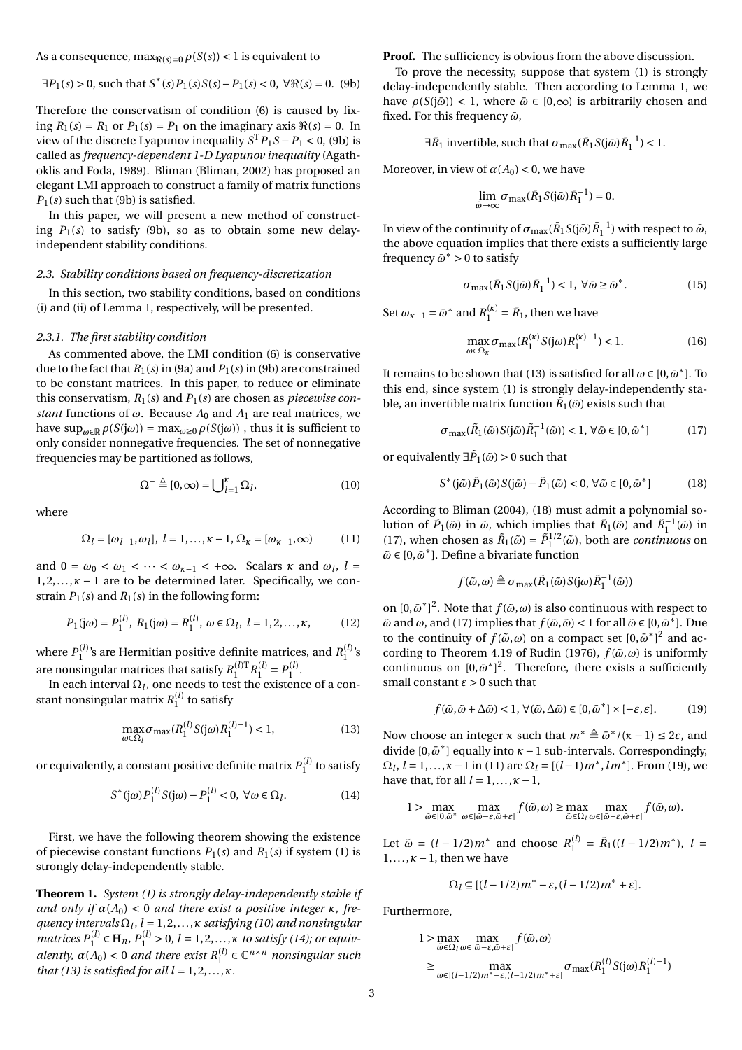As a consequence, $\max_{\Re(s)=0} \rho(S(s)) < 1$ is equivalent to

$$\exists P_1(s) > 0, \text{ such that } S^*(s)P_1(s)S(s) - P_1(s) < 0, \; \forall \Re(s) = 0. \quad (9b)$$

Therefore the conservatism of condition (6) is caused by fixing $R_1(s) = R_1$ or $P_1(s) = P_1$ on the imaginary axis $\Re(s) = 0$. In view of the discrete Lyapunov inequality $S^{\mathrm{T}}P_1S - P_1 < 0$, (9b) is called as *frequency-dependent 1-D Lyapunov inequality* (Agathoklis and Foda, 1989). Bliman (Bliman, 2002) has proposed an elegant LMI approach to construct a family of matrix functions $P_1(s)$ such that (9b) is satisfied.

In this paper, we will present a new method of constructing $P_1(s)$ to satisfy (9b), so as to obtain some new delay-independent stability conditions.

### 2.3. Stability conditions based on frequency-discretization

In this section, two stability conditions, based on conditions (i) and (ii) of Lemma 1, respectively, will be presented.

#### 2.3.1. The first stability condition

As commented above, the LMI condition (6) is conservative due to the fact that $R_1(s)$ in (9a) and $P_1(s)$ in (9b) are constrained to be constant matrices. In this paper, to reduce or eliminate this conservatism, $R_1(s)$ and $P_1(s)$ are chosen as *piecewise constant* functions of $\omega$. Because $A_0$ and $A_1$ are real matrices, we have $\sup_{\omega\in\mathbb{R}} \rho(S(\mathrm{j}\omega)) = \max_{\omega\geq 0} \rho(S(\mathrm{j}\omega))$ , thus it is sufficient to only consider nonnegative frequencies. The set of nonnegative frequencies may be partitioned as follows,

$$\Omega^+ \triangleq [0,\infty) = \bigcup_{l=1}^{\kappa} \Omega_l, \quad (10)$$

where

$$\Omega_l = [\omega_{l-1}, \omega_l], \; l = 1,\ldots,\kappa-1, \; \Omega_\kappa = [\omega_{\kappa-1}, \infty) \quad (11)$$

and $0 = \omega_0 < \omega_1 < \cdots < \omega_{\kappa-1} < +\infty$. Scalars $\kappa$ and $\omega_l$, $l = 1,2,\ldots,\kappa-1$ are to be determined later. Specifically, we constrain $P_1(s)$ and $R_1(s)$ in the following form:

$$P_1(\mathrm{j}\omega) = P_1^{(l)}, \; R_1(\mathrm{j}\omega) = R_1^{(l)}, \; \omega \in \Omega_l, \; l = 1,2,\ldots,\kappa, \quad (12)$$

where $P_1^{(l)}$'s are Hermitian positive definite matrices, and $R_1^{(l)}$'s are nonsingular matrices that satisfy $R_1^{(l)\mathrm{T}} R_1^{(l)} = P_1^{(l)}$.

In each interval $\Omega_l$, one needs to test the existence of a constant nonsingular matrix $R_1^{(l)}$ to satisfy

$$\max_{\omega\in\Omega_l} \sigma_{\max}(R_1^{(l)} S(\mathrm{j}\omega) R_1^{(l)-1}) < 1, \quad (13)$$

or equivalently, a constant positive definite matrix $P_1^{(l)}$ to satisfy

$$S^*(\mathrm{j}\omega) P_1^{(l)} S(\mathrm{j}\omega) - P_1^{(l)} < 0, \; \forall \omega \in \Omega_l. \quad (14)$$

First, we have the following theorem showing the existence of piecewise constant functions $P_1(s)$ and $R_1(s)$ if system (1) is strongly delay-independently stable.

**Theorem 1.** *System (1) is strongly delay-independently stable if and only if $\alpha(A_0) < 0$ and there exist a positive integer $\kappa$, frequency intervals $\Omega_l$, $l = 1,2,\ldots,\kappa$ satisfying (10) and nonsingular matrices $P_1^{(l)} \in \mathbf{H}_n$, $P_1^{(l)} > 0$, $l = 1,2,\ldots,\kappa$ to satisfy (14); or equivalently, $\alpha(A_0) < 0$ and there exist $R_1^{(l)} \in \mathbb{C}^{n\times n}$ nonsingular such that (13) is satisfied for all $l = 1,2,\ldots,\kappa$.*

**Proof.** The sufficiency is obvious from the above discussion.

To prove the necessity, suppose that system (1) is strongly delay-independently stable. Then according to Lemma 1, we have $\rho(S(\mathrm{j}\bar\omega)) < 1$, where $\bar\omega \in [0,\infty)$ is arbitrarily chosen and fixed. For this frequency $\bar\omega$,

$$\exists \bar R_1 \text{ invertible, such that } \sigma_{\max}(\bar R_1 S(\mathrm{j}\bar\omega) \bar R_1^{-1}) < 1.$$

Moreover, in view of $\alpha(A_0) < 0$, we have

$$\lim_{\bar\omega\to\infty} \sigma_{\max}(\bar R_1 S(\mathrm{j}\bar\omega) \bar R_1^{-1}) = 0.$$

In view of the continuity of $\sigma_{\max}(\bar R_1 S(\mathrm{j}\bar\omega) \bar R_1^{-1})$ with respect to $\bar\omega$, the above equation implies that there exists a sufficiently large frequency $\bar\omega^* > 0$ to satisfy

$$\sigma_{\max}(\bar R_1 S(\mathrm{j}\bar\omega) \bar R_1^{-1}) < 1, \; \forall \bar\omega \geq \bar\omega^*. \quad (15)$$

Set $\omega_{\kappa-1} = \bar\omega^*$ and $R_1^{(\kappa)} = \bar R_1$, then we have

$$\max_{\omega\in\Omega_\kappa} \sigma_{\max}(R_1^{(\kappa)} S(\mathrm{j}\omega) R_1^{(\kappa)-1}) < 1. \quad (16)$$

It remains to be shown that (13) is satisfied for all $\omega \in [0, \bar\omega^*]$. To this end, since system (1) is strongly delay-independently stable, an invertible matrix function $\tilde R_1(\bar\omega)$ exists such that

$$\sigma_{\max}(\tilde R_1(\bar\omega) S(\mathrm{j}\bar\omega) \tilde R_1^{-1}(\bar\omega)) < 1, \; \forall \bar\omega \in [0, \bar\omega^*] \quad (17)$$

or equivalently $\exists \tilde P_1(\bar\omega) > 0$ such that

$$S^*(\mathrm{j}\bar\omega) \tilde P_1(\bar\omega) S(\mathrm{j}\bar\omega) - \tilde P_1(\bar\omega) < 0, \; \forall \bar\omega \in [0, \bar\omega^*] \quad (18)$$

According to Bliman (2004), (18) must admit a polynomial solution of $\tilde P_1(\bar\omega)$ in $\bar\omega$, which implies that $\tilde R_1(\bar\omega)$ and $\tilde R_1^{-1}(\bar\omega)$ in (17), when chosen as $\tilde R_1(\bar\omega) = \tilde P_1^{1/2}(\bar\omega)$, both are *continuous* on $\bar\omega \in [0, \bar\omega^*]$. Define a bivariate function

$$f(\bar\omega, \omega) \triangleq \sigma_{\max}(\tilde R_1(\bar\omega) S(\mathrm{j}\omega) \tilde R_1^{-1}(\bar\omega))$$

on $[0, \bar\omega^*]^2$. Note that $f(\bar\omega, \omega)$ is also continuous with respect to $\bar\omega$ and $\omega$, and (17) implies that $f(\bar\omega, \bar\omega) < 1$ for all $\bar\omega \in [0, \bar\omega^*]$. Due to the continuity of $f(\bar\omega, \omega)$ on a compact set $[0, \bar\omega^*]^2$ and according to Theorem 4.19 of Rudin (1976), $f(\bar\omega, \omega)$ is uniformly continuous on $[0, \bar\omega^*]^2$. Therefore, there exists a sufficiently small constant $\varepsilon > 0$ such that

$$f(\bar\omega, \bar\omega + \Delta\bar\omega) < 1, \; \forall (\bar\omega, \Delta\bar\omega) \in [0, \bar\omega^*] \times [-\varepsilon, \varepsilon]. \quad (19)$$

Now choose an integer $\kappa$ such that $m^* \triangleq \bar\omega^*/(\kappa-1) \leq 2\varepsilon$, and divide $[0, \bar\omega^*]$ equally into $\kappa - 1$ sub-intervals. Correspondingly, $\Omega_l$, $l = 1,\ldots,\kappa-1$ in (11) are $\Omega_l = [(l-1)m^*, lm^*]$. From (19), we have that, for all $l = 1,\ldots,\kappa-1$,

$$1 > \max_{\bar\omega\in[0,\bar\omega^*]} \max_{\omega\in[\bar\omega-\varepsilon,\bar\omega+\varepsilon]} f(\bar\omega, \omega) \geq \max_{\bar\omega\in\Omega_l} \max_{\omega\in[\bar\omega-\varepsilon,\bar\omega+\varepsilon]} f(\bar\omega, \omega).$$

Let $\bar\omega = (l - 1/2)m^*$ and choose $R_1^{(l)} = \tilde R_1((l-1/2)m^*)$, $l = 1,\ldots,\kappa-1$, then we have

$$\Omega_l \subseteq [(l-1/2)m^* - \varepsilon, (l-1/2)m^* + \varepsilon].$$

Furthermore,

$$\begin{aligned} 1 &> \max_{\bar\omega\in\Omega_l} \max_{\omega\in[\bar\omega-\varepsilon,\bar\omega+\varepsilon]} f(\bar\omega, \omega) \\ &\geq \max_{\omega\in[(l-1/2)m^*-\varepsilon,(l-1/2)m^*+\varepsilon]} \sigma_{\max}(R_1^{(l)} S(\mathrm{j}\omega) R_1^{(l)-1}) \end{aligned}$$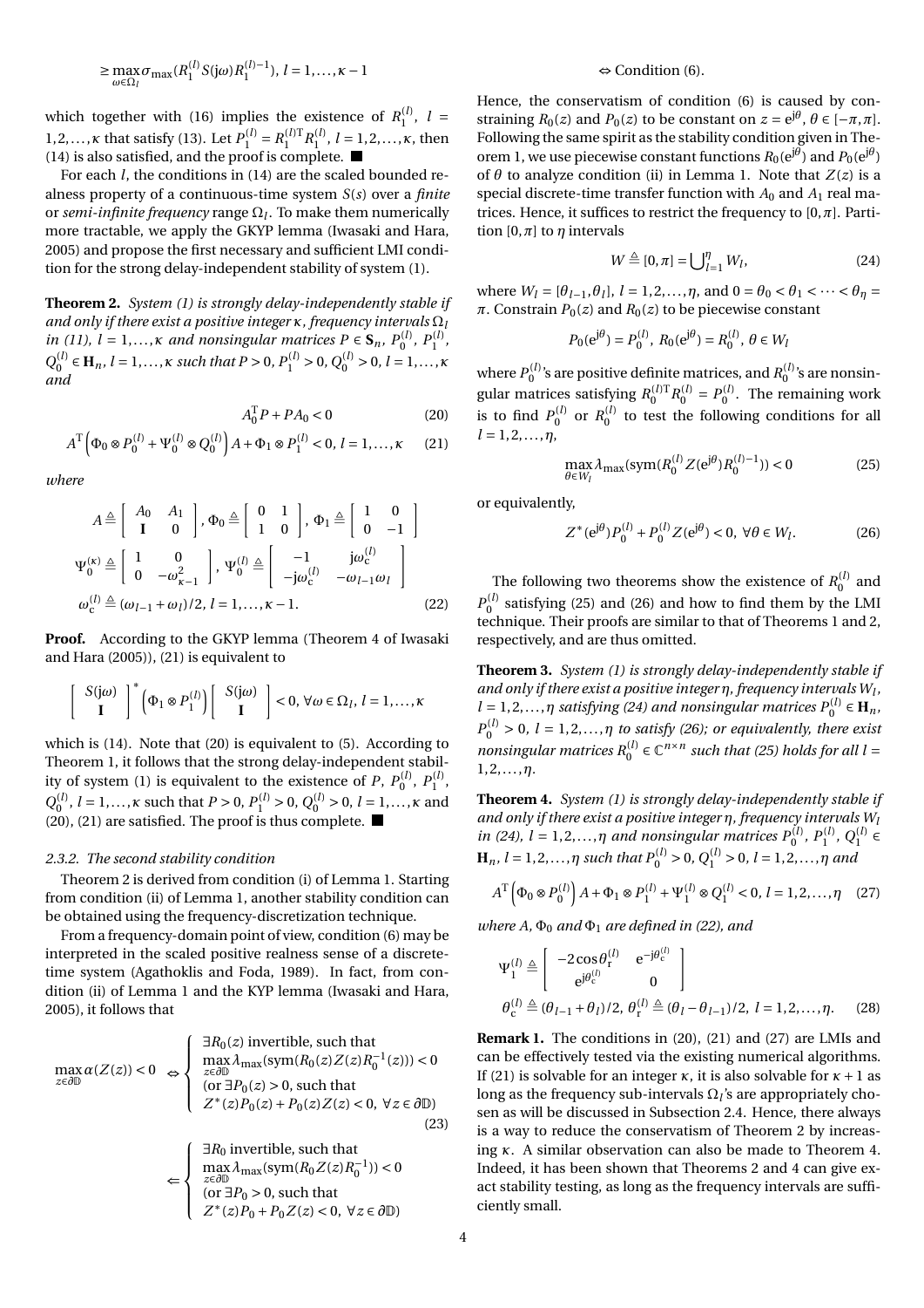$$\geq \max_{\omega\in\Omega_l} \sigma_{\max}(R_1^{(l)} S(\mathrm{j}\omega) R_1^{(l)-1}),\ l=1,\ldots,\kappa-1$$

which together with (16) implies the existence of $R_1^{(l)}$, $l = 1,2,\ldots,\kappa$ that satisfy (13). Let $P_1^{(l)} = R_1^{(l)\mathrm{T}} R_1^{(l)}$, $l = 1,2,\ldots,\kappa$, then (14) is also satisfied, and the proof is complete. ■

For each $l$, the conditions in (14) are the scaled bounded realness property of a continuous-time system $S(s)$ over a *finite* or *semi-infinite frequency* range $\Omega_l$. To make them numerically more tractable, we apply the GKYP lemma (Iwasaki and Hara, 2005) and propose the first necessary and sufficient LMI condition for the strong delay-independent stability of system (1).

**Theorem 2.** *System (1) is strongly delay-independently stable if and only if there exist a positive integer $\kappa$, frequency intervals $\Omega_l$ in (11), $l = 1,\ldots,\kappa$ and nonsingular matrices $P \in \mathbf{S}_n$, $P_0^{(l)}$, $P_1^{(l)}$, $Q_0^{(l)} \in \mathbf{H}_n$, $l = 1,\ldots,\kappa$ such that $P > 0$, $P_1^{(l)} > 0$, $Q_0^{(l)} > 0$, $l = 1,\ldots,\kappa$ and*

$$A_0^{\mathrm{T}} P + P A_0 < 0 \tag{20}$$

$$A^{\mathrm{T}}\left(\Phi_0 \otimes P_0^{(l)} + \Psi_0^{(l)} \otimes Q_0^{(l)}\right) A + \Phi_1 \otimes P_1^{(l)} < 0,\ l = 1,\ldots,\kappa \tag{21}$$

*where*

$$A \triangleq \begin{bmatrix} A_0 & A_1 \\ \mathbf{I} & 0 \end{bmatrix},\ \Phi_0 \triangleq \begin{bmatrix} 0 & 1 \\ 1 & 0 \end{bmatrix},\ \Phi_1 \triangleq \begin{bmatrix} 1 & 0 \\ 0 & -1 \end{bmatrix}$$

$$\Psi_0^{(\kappa)} \triangleq \begin{bmatrix} 1 & 0 \\ 0 & -\omega_{\kappa-1}^2 \end{bmatrix},\ \Psi_0^{(l)} \triangleq \begin{bmatrix} -1 & \mathrm{j}\omega_c^{(l)} \\ -\mathrm{j}\omega_c^{(l)} & -\omega_{l-1}\omega_l \end{bmatrix}$$

$$\omega_c^{(l)} \triangleq (\omega_{l-1} + \omega_l)/2,\ l = 1,\ldots,\kappa-1. \tag{22}$$

**Proof.** According to the GKYP lemma (Theorem 4 of Iwasaki and Hara (2005)), (21) is equivalent to

$$\begin{bmatrix} S(\mathrm{j}\omega) \\ \mathbf{I} \end{bmatrix}^* \left(\Phi_1 \otimes P_1^{(l)}\right) \begin{bmatrix} S(\mathrm{j}\omega) \\ \mathbf{I} \end{bmatrix} < 0,\ \forall \omega \in \Omega_l,\ l = 1,\ldots,\kappa$$

which is (14). Note that (20) is equivalent to (5). According to Theorem 1, it follows that the strong delay-independent stability of system (1) is equivalent to the existence of $P$, $P_0^{(l)}$, $P_1^{(l)}$, $Q_0^{(l)}$, $l = 1,\ldots,\kappa$ such that $P > 0$, $P_1^{(l)} > 0$, $Q_0^{(l)} > 0$, $l = 1,\ldots,\kappa$ and (20), (21) are satisfied. The proof is thus complete. ■

#### 2.3.2. The second stability condition

Theorem 2 is derived from condition (i) of Lemma 1. Starting from condition (ii) of Lemma 1, another stability condition can be obtained using the frequency-discretization technique.

From a frequency-domain point of view, condition (6) may be interpreted in the scaled positive realness sense of a discrete-time system (Agathoklis and Foda, 1989). In fact, from condition (ii) of Lemma 1 and the KYP lemma (Iwasaki and Hara, 2005), it follows that

$$\max_{z\in\partial\mathbb{D}} \alpha(Z(z)) < 0 \Leftrightarrow \begin{cases} \exists R_0(z) \text{ invertible, such that} \\ \max_{z\in\partial\mathbb{D}} \lambda_{\max}(\mathrm{sym}(R_0(z)Z(z)R_0^{-1}(z))) < 0 \\ (\text{or } \exists P_0(z) > 0, \text{ such that} \\ Z^*(z)P_0(z) + P_0(z)Z(z) < 0,\ \forall z \in \partial\mathbb{D}) \end{cases} \tag{23}$$

$$\Leftarrow \begin{cases} \exists R_0 \text{ invertible, such that} \\ \max_{z\in\partial\mathbb{D}} \lambda_{\max}(\mathrm{sym}(R_0 Z(z) R_0^{-1})) < 0 \\ (\text{or } \exists P_0 > 0, \text{ such that} \\ Z^*(z)P_0 + P_0 Z(z) < 0,\ \forall z \in \partial\mathbb{D}) \end{cases}$$

$$\Leftrightarrow \text{Condition (6).}$$

Hence, the conservatism of condition (6) is caused by constraining $R_0(z)$ and $P_0(z)$ to be constant on $z = \mathrm{e}^{\mathrm{j}\theta}$, $\theta \in [-\pi,\pi]$. Following the same spirit as the stability condition given in Theorem 1, we use piecewise constant functions $R_0(\mathrm{e}^{\mathrm{j}\theta})$ and $P_0(\mathrm{e}^{\mathrm{j}\theta})$ of $\theta$ to analyze condition (ii) in Lemma 1. Note that $Z(z)$ is a special discrete-time transfer function with $A_0$ and $A_1$ real matrices. Hence, it suffices to restrict the frequency to $[0,\pi]$. Partition $[0,\pi]$ to $\eta$ intervals

$$W \triangleq [0,\pi] = \bigcup_{l=1}^{\eta} W_l, \tag{24}$$

where $W_l = [\theta_{l-1}, \theta_l]$, $l = 1,2,\ldots,\eta$, and $0 = \theta_0 < \theta_1 < \cdots < \theta_\eta = \pi$. Constrain $P_0(z)$ and $R_0(z)$ to be piecewise constant

$$P_0(\mathrm{e}^{\mathrm{j}\theta}) = P_0^{(l)},\ R_0(\mathrm{e}^{\mathrm{j}\theta}) = R_0^{(l)},\ \theta \in W_l$$

where $P_0^{(l)}$'s are positive definite matrices, and $R_0^{(l)}$'s are nonsingular matrices satisfying $R_0^{(l)\mathrm{T}} R_0^{(l)} = P_0^{(l)}$. The remaining work is to find $P_0^{(l)}$ or $R_0^{(l)}$ to test the following conditions for all $l = 1,2,\ldots,\eta$,

$$\max_{\theta\in W_l} \lambda_{\max}(\mathrm{sym}(R_0^{(l)} Z(\mathrm{e}^{\mathrm{j}\theta}) R_0^{(l)-1})) < 0 \tag{25}$$

or equivalently,

$$Z^*(\mathrm{e}^{\mathrm{j}\theta}) P_0^{(l)} + P_0^{(l)} Z(\mathrm{e}^{\mathrm{j}\theta}) < 0,\ \forall \theta \in W_l. \tag{26}$$

The following two theorems show the existence of $R_0^{(l)}$ and $P_0^{(l)}$ satisfying (25) and (26) and how to find them by the LMI technique. Their proofs are similar to that of Theorems 1 and 2, respectively, and are thus omitted.

**Theorem 3.** *System (1) is strongly delay-independently stable if and only if there exist a positive integer $\eta$, frequency intervals $W_l$, $l = 1,2,\ldots,\eta$ satisfying (24) and nonsingular matrices $P_0^{(l)} \in \mathbf{H}_n$, $P_0^{(l)} > 0$, $l = 1,2,\ldots,\eta$ to satisfy (26); or equivalently, there exist nonsingular matrices $R_0^{(l)} \in \mathbb{C}^{n\times n}$ such that (25) holds for all $l = 1,2,\ldots,\eta$.*

**Theorem 4.** *System (1) is strongly delay-independently stable if and only if there exist a positive integer $\eta$, frequency intervals $W_l$ in (24), $l = 1,2,\ldots,\eta$ and nonsingular matrices $P_0^{(l)}$, $P_1^{(l)}$, $Q_1^{(l)} \in \mathbf{H}_n$, $l = 1,2,\ldots,\eta$ such that $P_0^{(l)} > 0$, $Q_1^{(l)} > 0$, $l = 1,2,\ldots,\eta$ and*

$$A^{\mathrm{T}}\left(\Phi_0 \otimes P_0^{(l)}\right) A + \Phi_1 \otimes P_1^{(l)} + \Psi_1^{(l)} \otimes Q_1^{(l)} < 0,\ l = 1,2,\ldots,\eta \tag{27}$$

*where $A$, $\Phi_0$ and $\Phi_1$ are defined in (22), and*

$$\Psi_1^{(l)} \triangleq \begin{bmatrix} -2\cos\theta_r^{(l)} & \mathrm{e}^{-\mathrm{j}\theta_c^{(l)}} \\ \mathrm{e}^{\mathrm{j}\theta_c^{(l)}} & 0 \end{bmatrix}$$

$$\theta_c^{(l)} \triangleq (\theta_{l-1} + \theta_l)/2,\ \theta_r^{(l)} \triangleq (\theta_l - \theta_{l-1})/2,\ l = 1,2,\ldots,\eta. \tag{28}$$

**Remark 1.** The conditions in (20), (21) and (27) are LMIs and can be effectively tested via the existing numerical algorithms. If (21) is solvable for an integer $\kappa$, it is also solvable for $\kappa + 1$ as long as the frequency sub-intervals $\Omega_l$'s are appropriately chosen as will be discussed in Subsection 2.4. Hence, there always is a way to reduce the conservatism of Theorem 2 by increasing $\kappa$. A similar observation can also be made to Theorem 4. Indeed, it has been shown that Theorems 2 and 4 can give exact stability testing, as long as the frequency intervals are sufficiently small.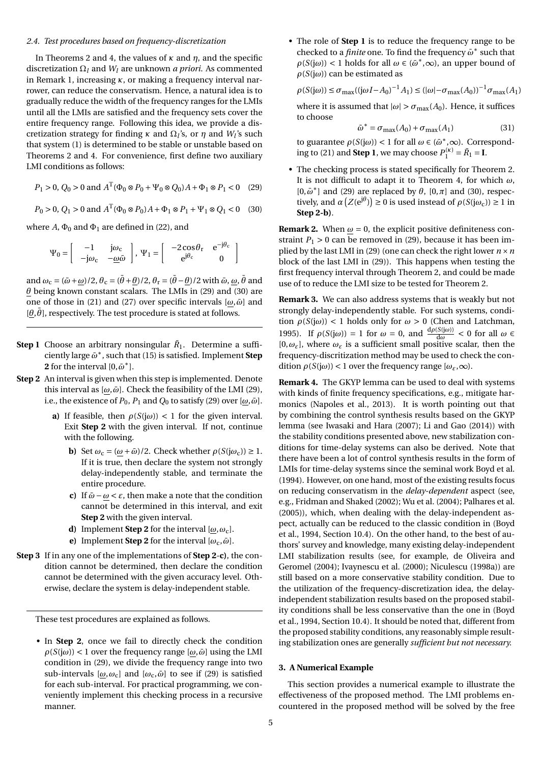### 2.4. Test procedures based on frequency-discretization

In Theorems 2 and 4, the values of $\kappa$ and $\eta$, and the specific discretization $\Omega_l$ and $W_l$ are unknown *a priori*. As commented in Remark 1, increasing $\kappa$, or making a frequency interval narrower, can reduce the conservatism. Hence, a natural idea is to gradually reduce the width of the frequency ranges for the LMIs until all the LMIs are satisfied and the frequency sets cover the entire frequency range. Following this idea, we provide a discretization strategy for finding $\kappa$ and $\Omega_l$'s, or $\eta$ and $W_l$'s such that system (1) is determined to be stable or unstable based on Theorems 2 and 4. For convenience, first define two auxiliary LMI conditions as follows:

$$P_1 > 0,\ Q_0 > 0 \text{ and } A^{\mathrm{T}}(\Phi_0 \otimes P_0 + \Psi_0 \otimes Q_0)A + \Phi_1 \otimes P_1 < 0 \quad (29)$$

$$P_0 > 0,\ Q_1 > 0 \text{ and } A^{\mathrm{T}}(\Phi_0 \otimes P_0)A + \Phi_1 \otimes P_1 + \Psi_1 \otimes Q_1 < 0 \quad (30)$$

where $A$, $\Phi_0$ and $\Phi_1$ are defined in (22), and

$$\Psi_0 = \begin{bmatrix} -1 & \mathrm{j}\omega_{\mathrm{c}} \\ -\mathrm{j}\omega_{\mathrm{c}} & -\underline{\omega}\bar{\omega} \end{bmatrix},\ \Psi_1 = \begin{bmatrix} -2\cos\theta_{\mathrm{r}} & \mathrm{e}^{-\mathrm{j}\theta_{\mathrm{c}}} \\ \mathrm{e}^{\mathrm{j}\theta_{\mathrm{c}}} & 0 \end{bmatrix}$$

and $\omega_{\mathrm{c}} = (\bar{\omega}+\underline{\omega})/2$, $\theta_{\mathrm{c}} = (\bar{\theta}+\underline{\theta})/2$, $\theta_{\mathrm{r}} = (\bar{\theta}-\underline{\theta})/2$ with $\bar{\omega}$, $\underline{\omega}$, $\bar{\theta}$ and $\underline{\theta}$ being known constant scalars. The LMIs in (29) and (30) are one of those in (21) and (27) over specific intervals $[\underline{\omega},\bar{\omega}]$ and $[\underline{\theta},\bar{\theta}]$, respectively. The test procedure is stated at follows.

---

**Step 1** Choose an arbitrary nonsingular $\bar{R}_1$. Determine a sufficiently large $\bar{\omega}^*$, such that (15) is satisfied. Implement **Step 2** for the interval $[0,\bar{\omega}^*]$.

**Step 2** An interval is given when this step is implemented. Denote this interval as $[\underline{\omega},\bar{\omega}]$. Check the feasibility of the LMI (29), i.e., the existence of $P_0$, $P_1$ and $Q_0$ to satisfy (29) over $[\underline{\omega},\bar{\omega}]$.

- **a)** If feasible, then $\rho(S(\mathrm{j}\omega)) < 1$ for the given interval. Exit **Step 2** with the given interval. If not, continue with the following.
- **b)** Set $\omega_{\mathrm{c}} = (\underline{\omega}+\bar{\omega})/2$. Check whether $\rho(S(\mathrm{j}\omega_{\mathrm{c}})) \geq 1$. If it is true, then declare the system not strongly delay-independently stable, and terminate the entire procedure.
- **c)** If $\bar{\omega}-\underline{\omega} < \varepsilon$, then make a note that the condition cannot be determined in this interval, and exit **Step 2** with the given interval.
- **d)** Implement **Step 2** for the interval $[\underline{\omega},\omega_{\mathrm{c}}]$.
- **e)** Implement **Step 2** for the interval $[\omega_{\mathrm{c}},\bar{\omega}]$.

**Step 3** If in any one of the implementations of **Step 2**-**c)**, the condition cannot be determined, then declare the condition cannot be determined with the given accuracy level. Otherwise, declare the system is delay-independent stable.

---

These test procedures are explained as follows.

- In **Step 2**, once we fail to directly check the condition $\rho(S(\mathrm{j}\omega)) < 1$ over the frequency range $[\underline{\omega},\bar{\omega}]$ using the LMI condition in (29), we divide the frequency range into two sub-intervals $[\underline{\omega},\omega_{\mathrm{c}}]$ and $[\omega_{\mathrm{c}},\bar{\omega}]$ to see if (29) is satisfied for each sub-interval. For practical programming, we conveniently implement this checking process in a recursive manner.
- The role of **Step 1** is to reduce the frequency range to be checked to a *finite* one. To find the frequency $\bar{\omega}^*$ such that $\rho(S(\mathrm{j}\omega)) < 1$ holds for all $\omega \in (\bar{\omega}^*,\infty)$, an upper bound of $\rho(S(\mathrm{j}\omega))$ can be estimated as

  $$\rho(S(\mathrm{j}\omega)) \leq \sigma_{\max}((\mathrm{j}\omega I - A_0)^{-1}A_1) \leq (|\omega| - \sigma_{\max}(A_0))^{-1}\sigma_{\max}(A_1)$$

  where it is assumed that $|\omega| > \sigma_{\max}(A_0)$. Hence, it suffices to choose

  $$\bar{\omega}^* = \sigma_{\max}(A_0) + \sigma_{\max}(A_1) \quad (31)$$

  to guarantee $\rho(S(\mathrm{j}\omega)) < 1$ for all $\omega \in (\bar{\omega}^*,\infty)$. Corresponding to (21) and **Step 1**, we may choose $P_1^{(\kappa)} = \bar{R}_1 = \mathbf{I}$.
- The checking process is stated specifically for Theorem 2. It is not difficult to adapt it to Theorem 4, for which $\omega$, $[0,\bar{\omega}^*]$ and (29) are replaced by $\theta$, $[0,\pi]$ and (30), respectively, and $\alpha\left(Z(\mathrm{e}^{\mathrm{j}\theta})\right) \geq 0$ is used instead of $\rho(S(\mathrm{j}\omega_{\mathrm{c}})) \geq 1$ in **Step 2-b)**.

**Remark 2.** When $\underline{\omega} = 0$, the explicit positive definiteness constraint $P_1 > 0$ can be removed in (29), because it has been implied by the last LMI in (29) (one can check the right lower $n \times n$ block of the last LMI in (29)). This happens when testing the first frequency interval through Theorem 2, and could be made use of to reduce the LMI size to be tested for Theorem 2.

**Remark 3.** We can also address systems that is weakly but not strongly delay-independently stable. For such systems, condition $\rho(S(\mathrm{j}\omega)) < 1$ holds only for $\omega > 0$ (Chen and Latchman, 1995). If $\rho(S(\mathrm{j}\omega)) = 1$ for $\omega = 0$, and $\frac{\mathrm{d}\rho(S(\mathrm{j}\omega))}{\mathrm{d}\omega} < 0$ for all $\omega \in [0,\omega_\varepsilon]$, where $\omega_\varepsilon$ is a sufficient small positive scalar, then the frequency-discritization method may be used to check the condition $\rho(S(\mathrm{j}\omega)) < 1$ over the frequency range $[\omega_\varepsilon,\infty)$.

**Remark 4.** The GKYP lemma can be used to deal with systems with kinds of finite frequency specifications, e.g., mitigate harmonics (Napoles et al., 2013). It is worth pointing out that by combining the control synthesis results based on the GKYP lemma (see Iwasaki and Hara (2007); Li and Gao (2014)) with the stability conditions presented above, new stabilization conditions for time-delay systems can also be derived. Note that there have been a lot of control synthesis results in the form of LMIs for time-delay systems since the seminal work Boyd et al. (1994). However, on one hand, most of the existing results focus on reducing conservatism in the *delay-dependent* aspect (see, e.g., Fridman and Shaked (2002); Wu et al. (2004); Palhares et al. (2005)), which, when dealing with the delay-independent aspect, actually can be reduced to the classic condition in (Boyd et al., 1994, Section 10.4). On the other hand, to the best of authors' survey and knowledge, many existing delay-independent LMI stabilization results (see, for example, de Oliveira and Geromel (2004); Ivaynescu et al. (2000); Niculescu (1998a)) are still based on a more conservative stability condition. Due to the utilization of the frequency-discretization idea, the delay-independent stabilization results based on the proposed stability conditions shall be less conservative than the one in (Boyd et al., 1994, Section 10.4). It should be noted that, different from the proposed stability conditions, any reasonably simple resulting stabilization ones are generally *sufficient but not necessary.*

## 3. A Numerical Example

This section provides a numerical example to illustrate the effectiveness of the proposed method. The LMI problems encountered in the proposed method will be solved by the free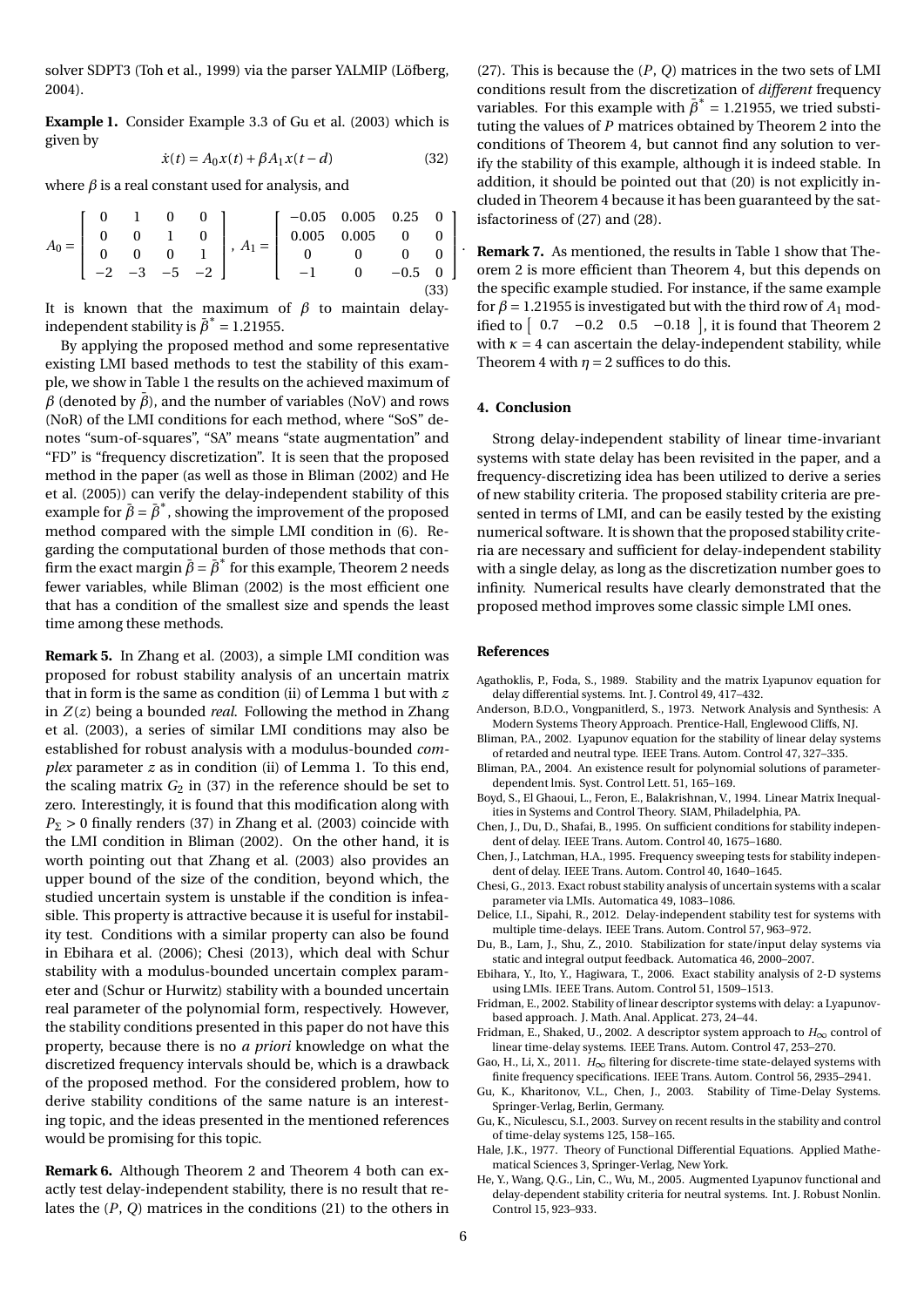solver SDPT3 (Toh et al., 1999) via the parser YALMIP (Löfberg, 2004).

**Example 1.** Consider Example 3.3 of Gu et al. (2003) which is given by

$$\dot{x}(t) = A_0 x(t) + \beta A_1 x(t-d) \tag{32}$$

where $\beta$ is a real constant used for analysis, and

$$A_0 = \begin{bmatrix} 0 & 1 & 0 & 0 \\ 0 & 0 & 1 & 0 \\ 0 & 0 & 0 & 1 \\ -2 & -3 & -5 & -2 \end{bmatrix},\ A_1 = \begin{bmatrix} -0.05 & 0.005 & 0.25 & 0 \\ 0.005 & 0.005 & 0 & 0 \\ 0 & 0 & 0 & 0 \\ -1 & 0 & -0.5 & 0 \end{bmatrix}. \tag{33}$$

It is known that the maximum of $\beta$ to maintain delay-independent stability is $\bar{\beta}^* = 1.21955$.

By applying the proposed method and some representative existing LMI based methods to test the stability of this example, we show in Table 1 the results on the achieved maximum of $\beta$ (denoted by $\bar{\beta}$), and the number of variables (NoV) and rows (NoR) of the LMI conditions for each method, where "SoS" denotes "sum-of-squares", "SA" means "state augmentation" and "FD" is "frequency discretization". It is seen that the proposed method in the paper (as well as those in Bliman (2002) and He et al. (2005)) can verify the delay-independent stability of this example for $\bar{\beta} = \bar{\beta}^*$, showing the improvement of the proposed method compared with the simple LMI condition in (6). Regarding the computational burden of those methods that confirm the exact margin $\bar{\beta} = \bar{\beta}^*$ for this example, Theorem 2 needs fewer variables, while Bliman (2002) is the most efficient one that has a condition of the smallest size and spends the least time among these methods.

**Remark 5.** In Zhang et al. (2003), a simple LMI condition was proposed for robust stability analysis of an uncertain matrix that in form is the same as condition (ii) of Lemma 1 but with $z$ in $Z(z)$ being a bounded *real*. Following the method in Zhang et al. (2003), a series of similar LMI conditions may also be established for robust analysis with a modulus-bounded *complex* parameter $z$ as in condition (ii) of Lemma 1. To this end, the scaling matrix $G_2$ in (37) in the reference should be set to zero. Interestingly, it is found that this modification along with $P_\Sigma > 0$ finally renders (37) in Zhang et al. (2003) coincide with the LMI condition in Bliman (2002). On the other hand, it is worth pointing out that Zhang et al. (2003) also provides an upper bound of the size of the condition, beyond which, the studied uncertain system is unstable if the condition is infeasible. This property is attractive because it is useful for instability test. Conditions with a similar property can also be found in Ebihara et al. (2006); Chesi (2013), which deal with Schur stability with a modulus-bounded uncertain complex parameter and (Schur or Hurwitz) stability with a bounded uncertain real parameter of the polynomial form, respectively. However, the stability conditions presented in this paper do not have this property, because there is no *a priori* knowledge on what the discretized frequency intervals should be, which is a drawback of the proposed method. For the considered problem, how to derive stability conditions of the same nature is an interesting topic, and the ideas presented in the mentioned references would be promising for this topic.

**Remark 6.** Although Theorem 2 and Theorem 4 both can exactly test delay-independent stability, there is no result that relates the $(P, Q)$ matrices in the conditions (21) to the others in (27). This is because the $(P, Q)$ matrices in the two sets of LMI conditions result from the discretization of *different* frequency variables. For this example with $\bar{\beta}^* = 1.21955$, we tried substituting the values of $P$ matrices obtained by Theorem 2 into the conditions of Theorem 4, but cannot find any solution to verify the stability of this example, although it is indeed stable. In addition, it should be pointed out that (20) is not explicitly included in Theorem 4 because it has been guaranteed by the satisfactoriness of (27) and (28).

**Remark 7.** As mentioned, the results in Table 1 show that Theorem 2 is more efficient than Theorem 4, but this depends on the specific example studied. For instance, if the same example for $\beta = 1.21955$ is investigated but with the third row of $A_1$ modified to $\begin{bmatrix} 0.7 & -0.2 & 0.5 & -0.18 \end{bmatrix}$, it is found that Theorem 2 with $\kappa = 4$ can ascertain the delay-independent stability, while Theorem 4 with $\eta = 2$ suffices to do this.

## 4. Conclusion

Strong delay-independent stability of linear time-invariant systems with state delay has been revisited in the paper, and a frequency-discretizing idea has been utilized to derive a series of new stability criteria. The proposed stability criteria are presented in terms of LMI, and can be easily tested by the existing numerical software. It is shown that the proposed stability criteria are necessary and sufficient for delay-independent stability with a single delay, as long as the discretization number goes to infinity. Numerical results have clearly demonstrated that the proposed method improves some classic simple LMI ones.

## References

Agathoklis, P., Foda, S., 1989. Stability and the matrix Lyapunov equation for delay differential systems. Int. J. Control 49, 417–432.

Anderson, B.D.O., Vongpanitlerd, S., 1973. Network Analysis and Synthesis: A Modern Systems Theory Approach. Prentice-Hall, Englewood Cliffs, NJ.

Bliman, P.A., 2002. Lyapunov equation for the stability of linear delay systems of retarded and neutral type. IEEE Trans. Autom. Control 47, 327–335.

Bliman, P.A., 2004. An existence result for polynomial solutions of parameter-dependent lmis. Syst. Control Lett. 51, 165–169.

Boyd, S., El Ghaoui, L., Feron, E., Balakrishnan, V., 1994. Linear Matrix Inequalities in Systems and Control Theory. SIAM, Philadelphia, PA.

Chen, J., Du, D., Shafai, B., 1995. On sufficient conditions for stability independent of delay. IEEE Trans. Autom. Control 40, 1675–1680.

Chen, J., Latchman, H.A., 1995. Frequency sweeping tests for stability independent of delay. IEEE Trans. Autom. Control 40, 1640–1645.

Chesi, G., 2013. Exact robust stability analysis of uncertain systems with a scalar parameter via LMIs. Automatica 49, 1083–1086.

Delice, I.I., Sipahi, R., 2012. Delay-independent stability test for systems with multiple time-delays. IEEE Trans. Autom. Control 57, 963–972.

Du, B., Lam, J., Shu, Z., 2010. Stabilization for state/input delay systems via static and integral output feedback. Automatica 46, 2000–2007.

Ebihara, Y., Ito, Y., Hagiwara, T., 2006. Exact stability analysis of 2-D systems using LMIs. IEEE Trans. Autom. Control 51, 1509–1513.

Fridman, E., 2002. Stability of linear descriptor systems with delay: a Lyapunov-based approach. J. Math. Anal. Applicat. 273, 24–44.

Fridman, E., Shaked, U., 2002. A descriptor system approach to $H_\infty$ control of linear time-delay systems. IEEE Trans. Autom. Control 47, 253–270.

Gao, H., Li, X., 2011. $H_\infty$ filtering for discrete-time state-delayed systems with finite frequency specifications. IEEE Trans. Autom. Control 56, 2935–2941.

Gu, K., Kharitonov, V.L., Chen, J., 2003. Stability of Time-Delay Systems. Springer-Verlag, Berlin, Germany.

Gu, K., Niculescu, S.I., 2003. Survey on recent results in the stability and control of time-delay systems 125, 158–165.

Hale, J.K., 1977. Theory of Functional Differential Equations. Applied Mathematical Sciences 3, Springer-Verlag, New York.

He, Y., Wang, Q.G., Lin, C., Wu, M., 2005. Augmented Lyapunov functional and delay-dependent stability criteria for neutral systems. Int. J. Robust Nonlin. Control 15, 923–933.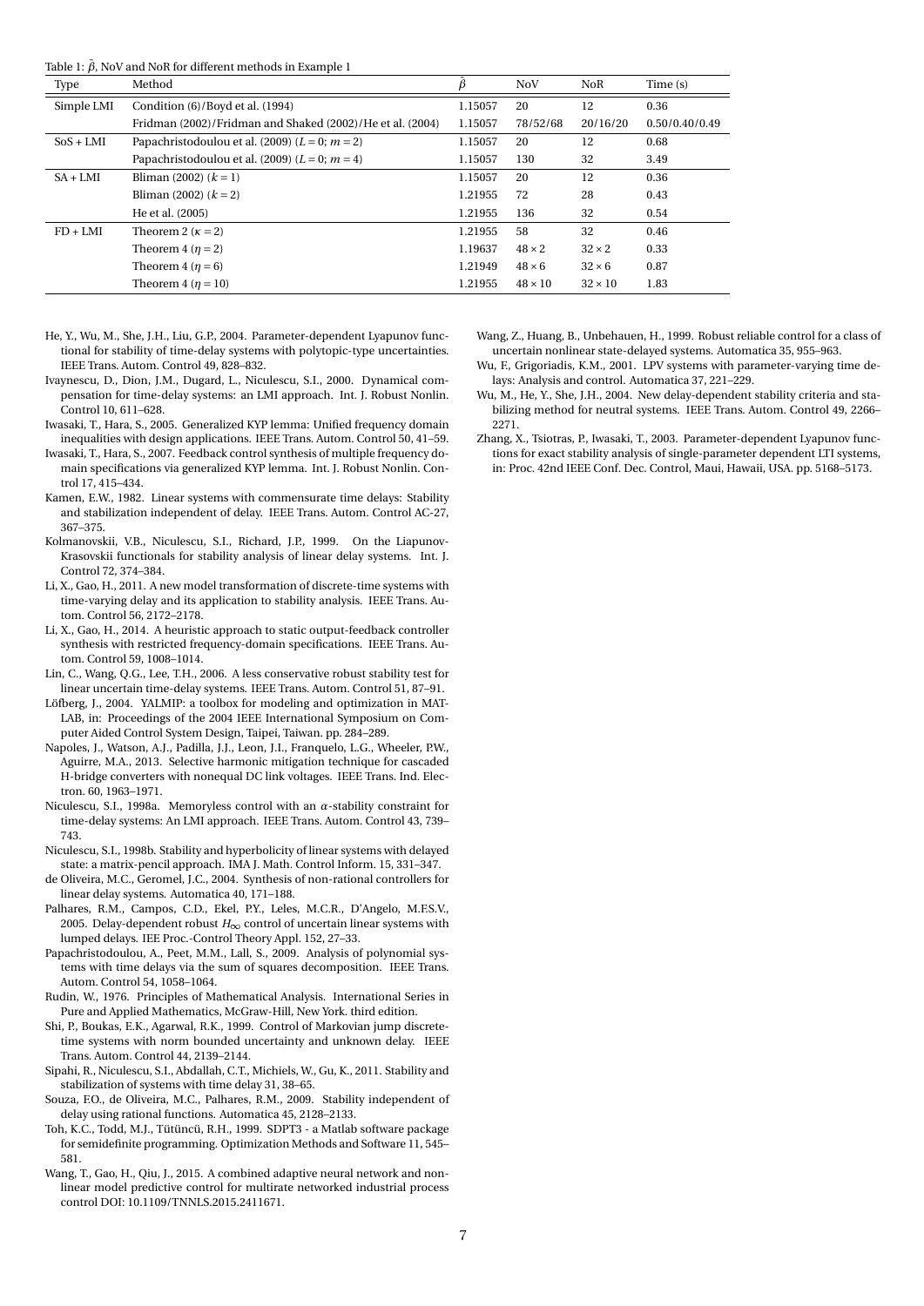Table 1: $\bar{\beta}$, NoV and NoR for different methods in Example 1

| Type | Method | $\bar{\beta}$ | NoV | NoR | Time (s) |
|---|---|---|---|---|---|
| Simple LMI | Condition (6)/Boyd et al. (1994) | 1.15057 | 20 | 12 | 0.36 |
| | Fridman (2002)/Fridman and Shaked (2002)/He et al. (2004) | 1.15057 | 78/52/68 | 20/16/20 | 0.50/0.40/0.49 |
| SoS + LMI | Papachristodoulou et al. (2009) ($L = 0$; $m = 2$) | 1.15057 | 20 | 12 | 0.68 |
| | Papachristodoulou et al. (2009) ($L = 0$; $m = 4$) | 1.15057 | 130 | 32 | 3.49 |
| SA + LMI | Bliman (2002) ($k = 1$) | 1.15057 | 20 | 12 | 0.36 |
| | Bliman (2002) ($k = 2$) | 1.21955 | 72 | 28 | 0.43 |
| | He et al. (2005) | 1.21955 | 136 | 32 | 0.54 |
| FD + LMI | Theorem 2 ($\kappa = 2$) | 1.21955 | 58 | 32 | 0.46 |
| | Theorem 4 ($\eta = 2$) | 1.19637 | $48 \times 2$ | $32 \times 2$ | 0.33 |
| | Theorem 4 ($\eta = 6$) | 1.21949 | $48 \times 6$ | $32 \times 6$ | 0.87 |
| | Theorem 4 ($\eta = 10$) | 1.21955 | $48 \times 10$ | $32 \times 10$ | 1.83 |

He, Y., Wu, M., She, J.H., Liu, G.P., 2004. Parameter-dependent Lyapunov functional for stability of time-delay systems with polytopic-type uncertainties. IEEE Trans. Autom. Control 49, 828–832.

Ivaynescu, D., Dion, J.M., Dugard, L., Niculescu, S.I., 2000. Dynamical compensation for time-delay systems: an LMI approach. Int. J. Robust Nonlin. Control 10, 611–628.

Iwasaki, T., Hara, S., 2005. Generalized KYP lemma: Unified frequency domain inequalities with design applications. IEEE Trans. Autom. Control 50, 41–59.

Iwasaki, T., Hara, S., 2007. Feedback control synthesis of multiple frequency domain specifications via generalized KYP lemma. Int. J. Robust Nonlin. Control 17, 415–434.

Kamen, E.W., 1982. Linear systems with commensurate time delays: Stability and stabilization independent of delay. IEEE Trans. Autom. Control AC-27, 367–375.

Kolmanovskii, V.B., Niculescu, S.I., Richard, J.P., 1999. On the Liapunov-Krasovskii functionals for stability analysis of linear delay systems. Int. J. Control 72, 374–384.

Li, X., Gao, H., 2011. A new model transformation of discrete-time systems with time-varying delay and its application to stability analysis. IEEE Trans. Autom. Control 56, 2172–2178.

Li, X., Gao, H., 2014. A heuristic approach to static output-feedback controller synthesis with restricted frequency-domain specifications. IEEE Trans. Autom. Control 59, 1008–1014.

Lin, C., Wang, Q.G., Lee, T.H., 2006. A less conservative robust stability test for linear uncertain time-delay systems. IEEE Trans. Autom. Control 51, 87–91.

Löfberg, J., 2004. YALMIP: a toolbox for modeling and optimization in MATLAB, in: Proceedings of the 2004 IEEE International Symposium on Computer Aided Control System Design, Taipei, Taiwan. pp. 284–289.

Napoles, J., Watson, A.J., Padilla, J.J., Leon, J.I., Franquelo, L.G., Wheeler, P.W., Aguirre, M.A., 2013. Selective harmonic mitigation technique for cascaded H-bridge converters with nonequal DC link voltages. IEEE Trans. Ind. Electron. 60, 1963–1971.

Niculescu, S.I., 1998a. Memoryless control with an $\alpha$-stability constraint for time-delay systems: An LMI approach. IEEE Trans. Autom. Control 43, 739–743.

Niculescu, S.I., 1998b. Stability and hyperbolicity of linear systems with delayed state: a matrix-pencil approach. IMA J. Math. Control Inform. 15, 331–347.

de Oliveira, M.C., Geromel, J.C., 2004. Synthesis of non-rational controllers for linear delay systems. Automatica 40, 171–188.

Palhares, R.M., Campos, C.D., Ekel, P.Y., Leles, M.C.R., D'Angelo, M.F.S.V., 2005. Delay-dependent robust $H_\infty$ control of uncertain linear systems with lumped delays. IEE Proc.-Control Theory Appl. 152, 27–33.

Papachristodoulou, A., Peet, M.M., Lall, S., 2009. Analysis of polynomial systems with time delays via the sum of squares decomposition. IEEE Trans. Autom. Control 54, 1058–1064.

Rudin, W., 1976. Principles of Mathematical Analysis. International Series in Pure and Applied Mathematics, McGraw-Hill, New York. third edition.

Shi, P., Boukas, E.K., Agarwal, R.K., 1999. Control of Markovian jump discrete-time systems with norm bounded uncertainty and unknown delay. IEEE Trans. Autom. Control 44, 2139–2144.

Sipahi, R., Niculescu, S.I., Abdallah, C.T., Michiels, W., Gu, K., 2011. Stability and stabilization of systems with time delay 31, 38–65.

Souza, F.O., de Oliveira, M.C., Palhares, R.M., 2009. Stability independent of delay using rational functions. Automatica 45, 2128–2133.

Toh, K.C., Todd, M.J., Tütüncü, R.H., 1999. SDPT3 - a Matlab software package for semidefinite programming. Optimization Methods and Software 11, 545–581.

Wang, T., Gao, H., Qiu, J., 2015. A combined adaptive neural network and nonlinear model predictive control for multirate networked industrial process control DOI: 10.1109/TNNLS.2015.2411671.

Wang, Z., Huang, B., Unbehauen, H., 1999. Robust reliable control for a class of uncertain nonlinear state-delayed systems. Automatica 35, 955–963.

Wu, F., Grigoriadis, K.M., 2001. LPV systems with parameter-varying time delays: Analysis and control. Automatica 37, 221–229.

Wu, M., He, Y., She, J.H., 2004. New delay-dependent stability criteria and stabilizing method for neutral systems. IEEE Trans. Autom. Control 49, 2266–2271.

Zhang, X., Tsiotras, P., Iwasaki, T., 2003. Parameter-dependent Lyapunov functions for exact stability analysis of single-parameter dependent LTI systems, in: Proc. 42nd IEEE Conf. Dec. Control, Maui, Hawaii, USA. pp. 5168–5173.